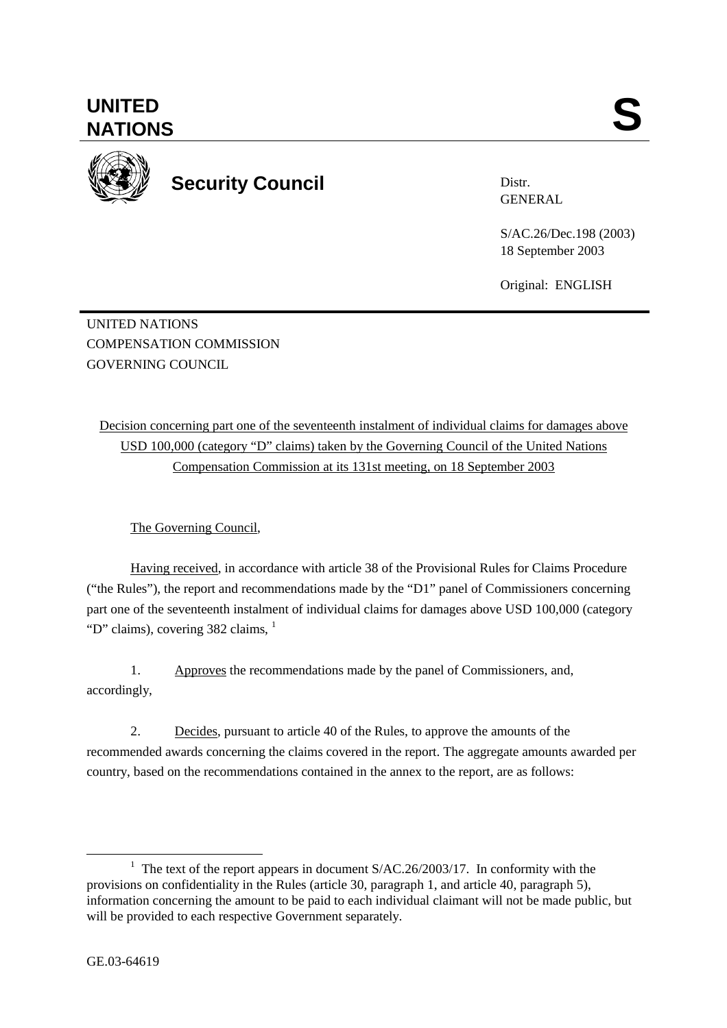# UNITED NATIONS

**S**

## Security Council

Distr.
GENERAL

S/AC.26/Dec.198 (2003)
18 September 2003

Original: ENGLISH

UNITED NATIONS
COMPENSATION COMMISSION
GOVERNING COUNCIL

Decision concerning part one of the seventeenth instalment of individual claims for damages above USD 100,000 (category "D" claims) taken by the Governing Council of the United Nations Compensation Commission at its 131st meeting, on 18 September 2003

The Governing Council,

Having received, in accordance with article 38 of the Provisional Rules for Claims Procedure ("the Rules"), the report and recommendations made by the "D1" panel of Commissioners concerning part one of the seventeenth instalment of individual claims for damages above USD 100,000 (category "D" claims), covering 382 claims, [1]

1. Approves the recommendations made by the panel of Commissioners, and, accordingly,

2. Decides, pursuant to article 40 of the Rules, to approve the amounts of the recommended awards concerning the claims covered in the report. The aggregate amounts awarded per country, based on the recommendations contained in the annex to the report, are as follows:

---

[1] The text of the report appears in document S/AC.26/2003/17. In conformity with the provisions on confidentiality in the Rules (article 30, paragraph 1, and article 40, paragraph 5), information concerning the amount to be paid to each individual claimant will not be made public, but will be provided to each respective Government separately.

GE.03-64619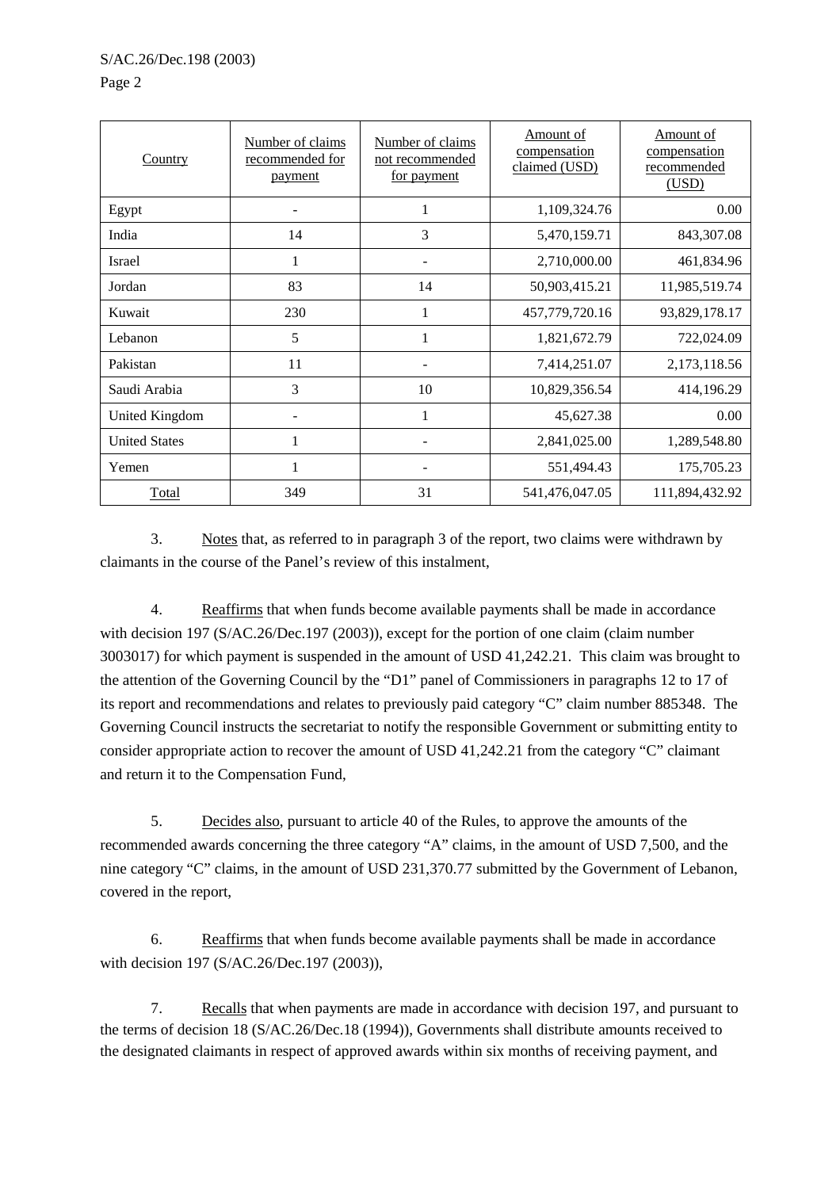| Country | Number of claims recommended for payment | Number of claims not recommended for payment | Amount of compensation claimed (USD) | Amount of compensation recommended (USD) |
|---|---|---|---|---|
| Egypt | - | 1 | 1,109,324.76 | 0.00 |
| India | 14 | 3 | 5,470,159.71 | 843,307.08 |
| Israel | 1 | - | 2,710,000.00 | 461,834.96 |
| Jordan | 83 | 14 | 50,903,415.21 | 11,985,519.74 |
| Kuwait | 230 | 1 | 457,779,720.16 | 93,829,178.17 |
| Lebanon | 5 | 1 | 1,821,672.79 | 722,024.09 |
| Pakistan | 11 | - | 7,414,251.07 | 2,173,118.56 |
| Saudi Arabia | 3 | 10 | 10,829,356.54 | 414,196.29 |
| United Kingdom | - | 1 | 45,627.38 | 0.00 |
| United States | 1 | - | 2,841,025.00 | 1,289,548.80 |
| Yemen | 1 | - | 551,494.43 | 175,705.23 |
| Total | 349 | 31 | 541,476,047.05 | 111,894,432.92 |

3. Notes that, as referred to in paragraph 3 of the report, two claims were withdrawn by claimants in the course of the Panel's review of this instalment,

4. Reaffirms that when funds become available payments shall be made in accordance with decision 197 (S/AC.26/Dec.197 (2003)), except for the portion of one claim (claim number 3003017) for which payment is suspended in the amount of USD 41,242.21. This claim was brought to the attention of the Governing Council by the "D1" panel of Commissioners in paragraphs 12 to 17 of its report and recommendations and relates to previously paid category "C" claim number 885348. The Governing Council instructs the secretariat to notify the responsible Government or submitting entity to consider appropriate action to recover the amount of USD 41,242.21 from the category "C" claimant and return it to the Compensation Fund,

5. Decides also, pursuant to article 40 of the Rules, to approve the amounts of the recommended awards concerning the three category "A" claims, in the amount of USD 7,500, and the nine category "C" claims, in the amount of USD 231,370.77 submitted by the Government of Lebanon, covered in the report,

6. Reaffirms that when funds become available payments shall be made in accordance with decision 197 (S/AC.26/Dec.197 (2003)),

7. Recalls that when payments are made in accordance with decision 197, and pursuant to the terms of decision 18 (S/AC.26/Dec.18 (1994)), Governments shall distribute amounts received to the designated claimants in respect of approved awards within six months of receiving payment, and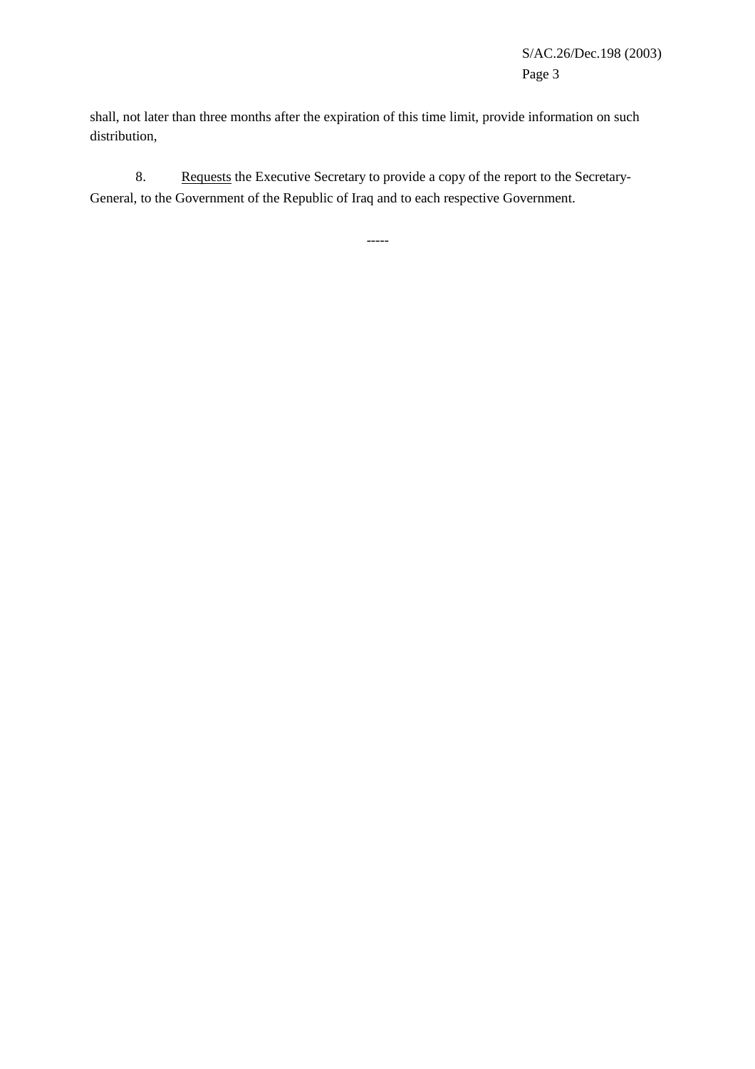shall, not later than three months after the expiration of this time limit, provide information on such distribution,

8. Requests the Executive Secretary to provide a copy of the report to the Secretary-General, to the Government of the Republic of Iraq and to each respective Government.

-----